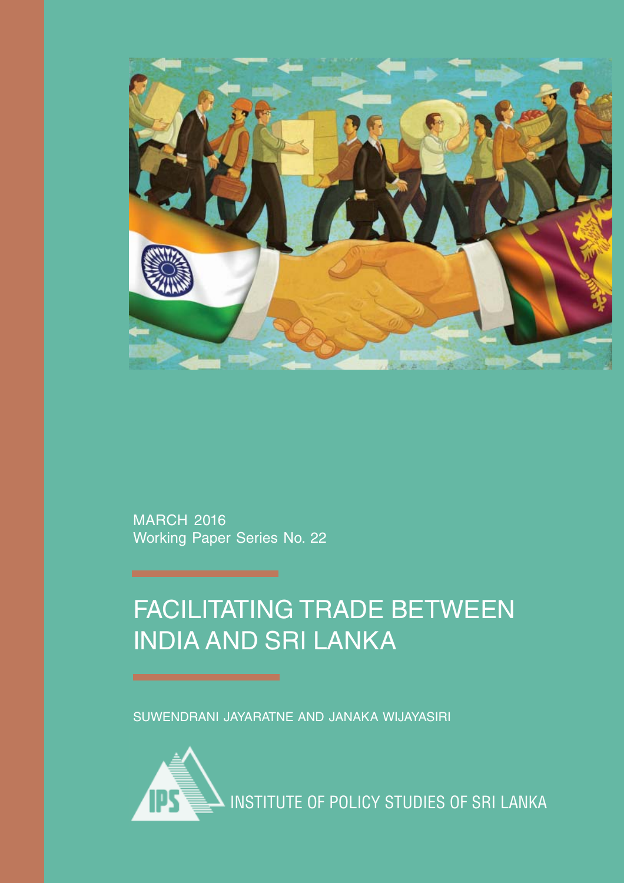MARCH 2016
Working Paper Series No. 22

# FACILITATING TRADE BETWEEN INDIA AND SRI LANKA

SUWENDRANI JAYARATNE AND JANAKA WIJAYASIRI

INSTITUTE OF POLICY STUDIES OF SRI LANKA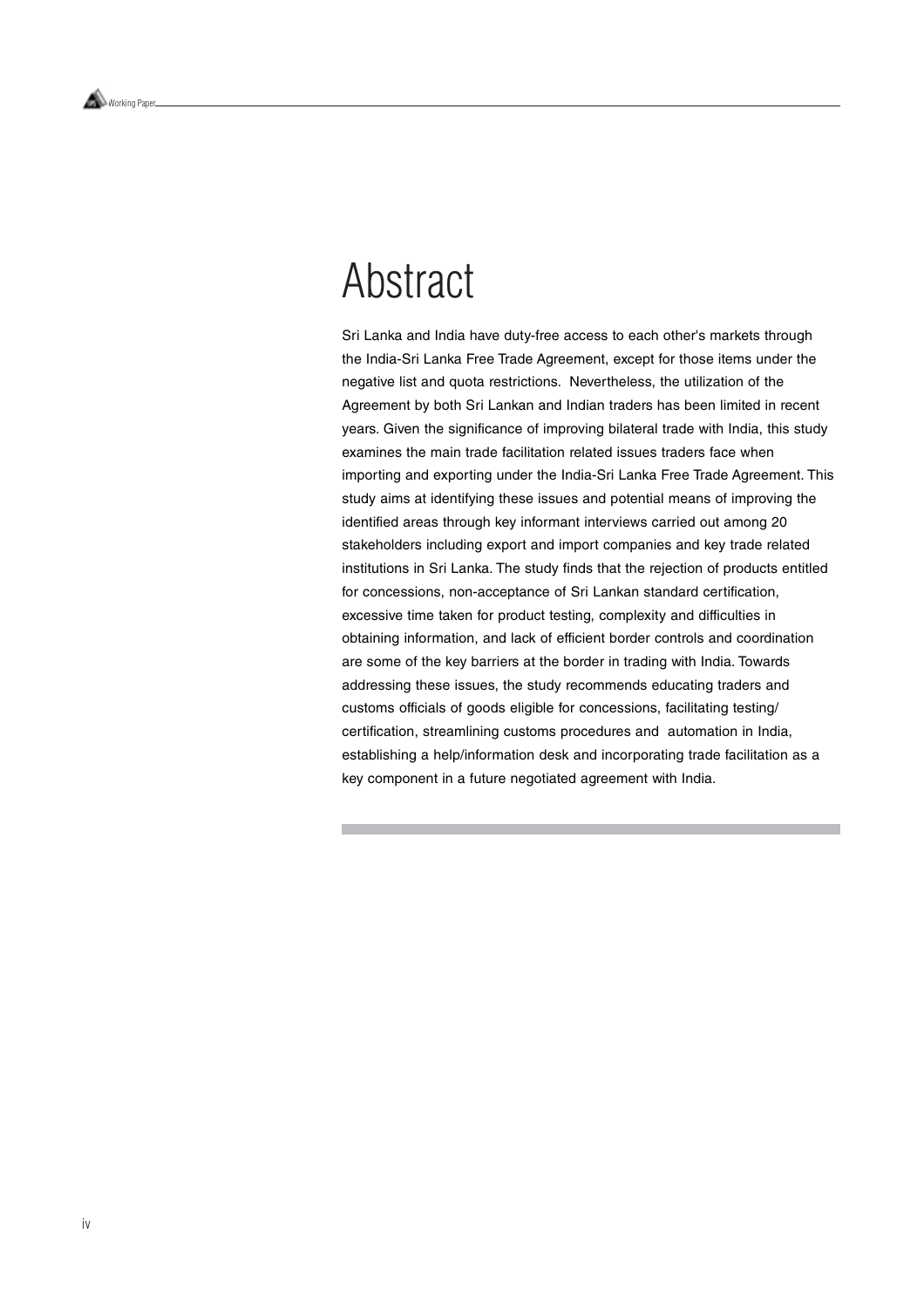# Abstract

Sri Lanka and India have duty-free access to each other's markets through the India-Sri Lanka Free Trade Agreement, except for those items under the negative list and quota restrictions. Nevertheless, the utilization of the Agreement by both Sri Lankan and Indian traders has been limited in recent years. Given the significance of improving bilateral trade with India, this study examines the main trade facilitation related issues traders face when importing and exporting under the India-Sri Lanka Free Trade Agreement. This study aims at identifying these issues and potential means of improving the identified areas through key informant interviews carried out among 20 stakeholders including export and import companies and key trade related institutions in Sri Lanka. The study finds that the rejection of products entitled for concessions, non-acceptance of Sri Lankan standard certification, excessive time taken for product testing, complexity and difficulties in obtaining information, and lack of efficient border controls and coordination are some of the key barriers at the border in trading with India. Towards addressing these issues, the study recommends educating traders and customs officials of goods eligible for concessions, facilitating testing/ certification, streamlining customs procedures and automation in India, establishing a help/information desk and incorporating trade facilitation as a key component in a future negotiated agreement with India.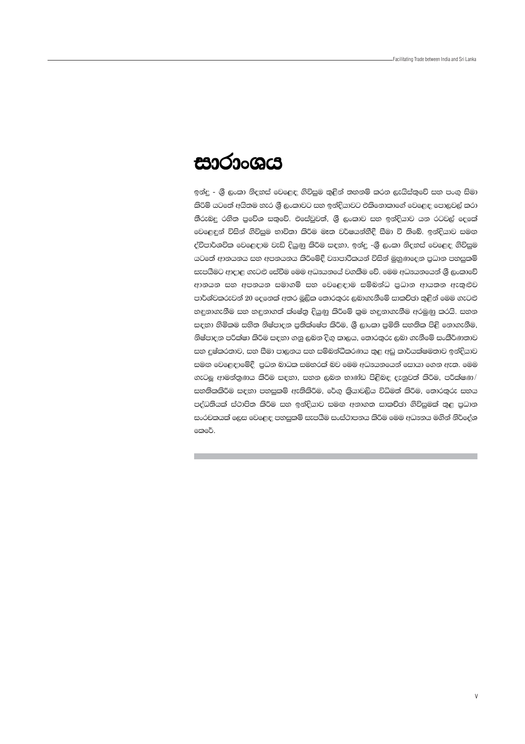# සාරාංශය

ඉන්දු - ශ්‍රී ලංකා නිදහස් වෙළෙඳ ගිවිසුම තුළින් තහනම් කරන ලැයිස්තුවේ සහ පංගු සීමා කිරීම් යටතේ අයිතම හැර ශ්‍රී ලංකාවට සහ ඉන්දියාවට එකිනොකාගේ වෙළෙඳ පොළවල් කරා තීරුබදු රහිත ප්‍රවේශ සතුවේ. එසේවුවත්, ශ්‍රී ලංකාව සහ ඉන්දියාව යන රටවල් දෙකේ වෙළෙඳුන් විසින් ගිවිසුම භාවිතා කිරීම මෑත වර්ෂයන්හීදී සීමා වී තිබේ. ඉන්දියාව සමග ද්විපාර්ශවික වෙළෙඳාම වැඩි දියුණු කිරීම සඳහා, ඉන්දු -ශ්‍රී ලංකා නිදහස් වෙළෙඳ ගිවිසුම යටතේ ආනයනය සහ අපනයනය කිරීමේදී ව්‍යාපාරිකයන් විසින් මුහුණදෙන ප්‍රධාන පහසුකම් සැපයීමට ආදාළ ගැටළු සෝවීම මෙම අධ්‍යයනයේ වගකීම වේ. මෙම අධ්‍යයනයෙන් ශ්‍රී ලංකාවේ ආනයන සහ අපනයන සමාගම් සහ වෙළෙඳාම සම්බන්ධ ප්‍රධාන ආයතන ඇතුළුව පාර්ශ්වකරුවන් 20 දෙනෙක් අතර මූලික තොරතුරු ලබාගැනීමේ සාකච්ඡා තුළින් මෙම ගැටළු හඳුනාගැනීම සහ හඳුනාගත් ක්ෂේත්‍ර දියුණු කිරීමේ ක්‍රම හඳුනාගැනීම අරමුණු කරයි. සහන සඳහා හිමිකම සහිත නිෂ්පාදන ප්‍රතික්ෂේප කිරීම, ශ්‍රී ලාංකා ප්‍රමිති සහතික පිළි නොගැනීම, නිෂ්පාදන පරීක්ෂා කිරීම සඳහා ගනු ලබන දිගු කාලය, තොරතුරු ලබා ගැනීමේ සංකීර්ණතාව සහ දුෂ්කරතාව, සහ සීමා පාලනය සහ සම්බන්ධීකරණය තුළ අඩු කාර්යක්ෂමතාව ඉන්දියාව සමග වෙළෙඳාමේදී ප්‍රධාන බාධක සමහරක් බව මෙම අධ්‍යයනයෙන් සොයා ගෙන ඇත. මෙම ගැටලු ආමන්ත්‍රණය කිරීම සඳහා, සහන ලබන භාණ්ඩ පිළිබඳ දැනුවත් කිරීම, පරීක්ෂණ/ සහතිකකිරීම සඳහා පහසුකම් ඇතිකිරීම, රේගු ක්‍රියාවලිය විධිමත් කිරීම, තොරතුරු සහය පද්ධතියක් ස්ථාපිත කිරීම සහ ඉන්දියාව සමග අනාගත සාකච්ඡා ගිවිසුමක් තුළ ප්‍රධාන සංරචකයක් ලෙස වෙළෙඳ පහසුකම් සැපයීම සංස්ථාපනය කිරීම මෙම අධ්‍යනය මගින් නිර්දේශ කෙරේ.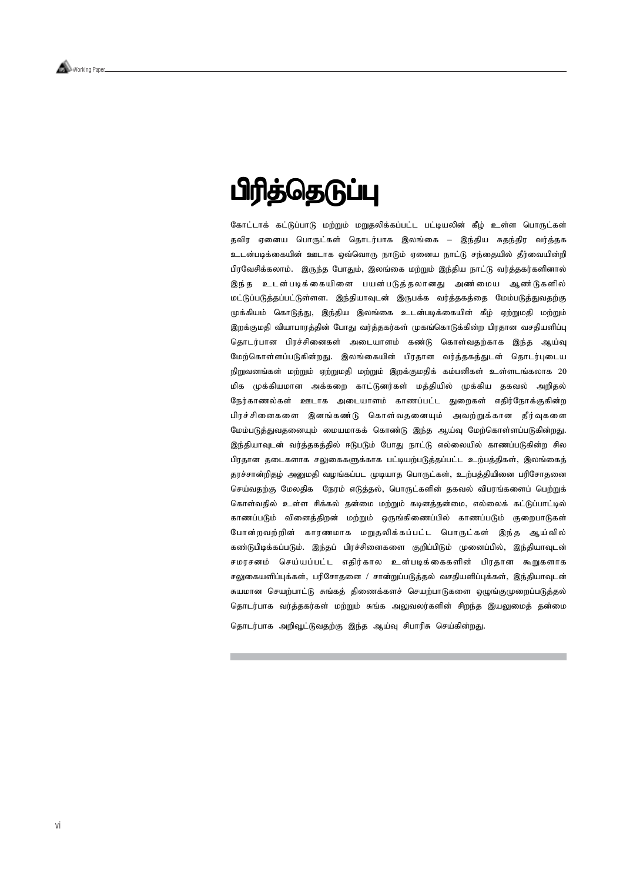# பிரித்தெடுப்பு

கோட்டாக் கட்டுப்பாடு மற்றும் மறுதலிக்கப்பட்ட பட்டியலின் கீழ் உள்ள பொருட்கள் தவிர ஏனைய பொருட்கள் தொடர்பாக இலங்கை – இந்திய சுதந்திர வர்த்தக உடன்படிக்கையின் ஊடாக ஒவ்வொரு நாடும் ஏனைய நாட்டு சந்தையில் தீர்வையின்றி பிரவேசிக்கலாம். இருந்த போதும், இலங்கை மற்றும் இந்திய நாட்டு வர்த்தகர்களினால் இந்த உடன்படிக்கையினை பயன்படுத்தலானது அண்மைய ஆண்டுகளில் மட்டுப்படுத்தப்பட்டுள்ளன. இந்தியாவுடன் இருபக்க வர்த்தகத்தை மேம்படுத்துவதற்கு முக்கியம் கொடுத்து, இந்திய இலங்கை உடன்படிக்கையின் கீழ் ஏற்றுமதி மற்றும் இறக்குமதி வியாபாரத்தின் போது வர்த்தகர்கள் முகங்கொடுக்கின்ற பிரதான வசதியளிப்பு தொடர்பான பிரச்சினைகள் அடையாளம் கண்டு கொள்வதற்காக இந்த ஆய்வு மேற்கொள்ளப்படுகின்றது. இலங்கையின் பிரதான வர்த்தகத்துடன் தொடர்புடைய நிறுவனங்கள் மற்றும் ஏற்றுமதி மற்றும் இறக்குமதிக் கம்பனிகள் உள்ளடங்கலாக 20 மிக முக்கியமான அக்கறை காட்டுனர்கள் மத்தியில் முக்கிய தகவல் அறிதல் நேர்காணல்கள் ஊடாக அடையாளம் காணப்பட்ட துறைகள் எதிர்நோக்குகின்ற பிரச்சினைகளை இனங்கண்டு கொள்வதனையும் அவற்றுக்கான தீர்வுகளை மேம்படுத்துவதனையும் மையமாகக் கொண்டு இந்த ஆய்வு மேற்கொள்ளப்படுகின்றது. இந்தியாவுடன் வர்த்தகத்தில் ஈடுபடும் போது நாட்டு எல்லையில் காணப்படுகின்ற சில பிரதான தடைகளாக சலுகைகளுக்காக பட்டியற்படுத்தப்பட்ட உற்பத்திகள், இலங்கைத் தரச்சான்றிதழ் அனுமதி வழங்கப்பட முடியாத பொருட்கள், உற்பத்தியினை பரிசோதனை செய்வதற்கு மேலதிக நேரம் எடுத்தல், பொருட்களின் தகவல் விபரங்களைப் பெற்றுக் கொள்வதில் உள்ள சிக்கல் தன்மை மற்றும் கடினத்தன்மை, எல்லைக் கட்டுப்பாட்டில் காணப்படும் வினைத்திறன் மற்றும் ஒருங்கிணைப்பில் காணப்படும் குறைபாடுகள் போன்றவற்றின் காரணமாக மறுதலிக்கப்பட்ட பொருட்கள் இந்த ஆய்வில் கண்டுபிடிக்கப்படும். இந்தப் பிரச்சினைகளை குறிப்பிடும் முனைப்பில், இந்தியாவுடன் சமரசனம் செய்யப்பட்ட எதிர்கால உடன்படிக்கைகளின் பிரதான கூறுகளாக சலுகையளிப்புக்கள், பரிசோதனை / சான்றுப்படுத்தல் வசதியளிப்புக்கள், இந்தியாவுடன் சுயமான செயற்பாட்டு சுங்கத் திணைக்களச் செயற்பாடுகளை ஒழுங்குமுறைப்படுத்தல் தொடர்பாக வர்த்தகர்கள் மற்றும் சுங்க அலுவலர்களின் சிறந்த இயலுமைத் தன்மை தொடர்பாக அறிவூட்டுவதற்கு இந்த ஆய்வு சிபாரிசு செய்கின்றது.